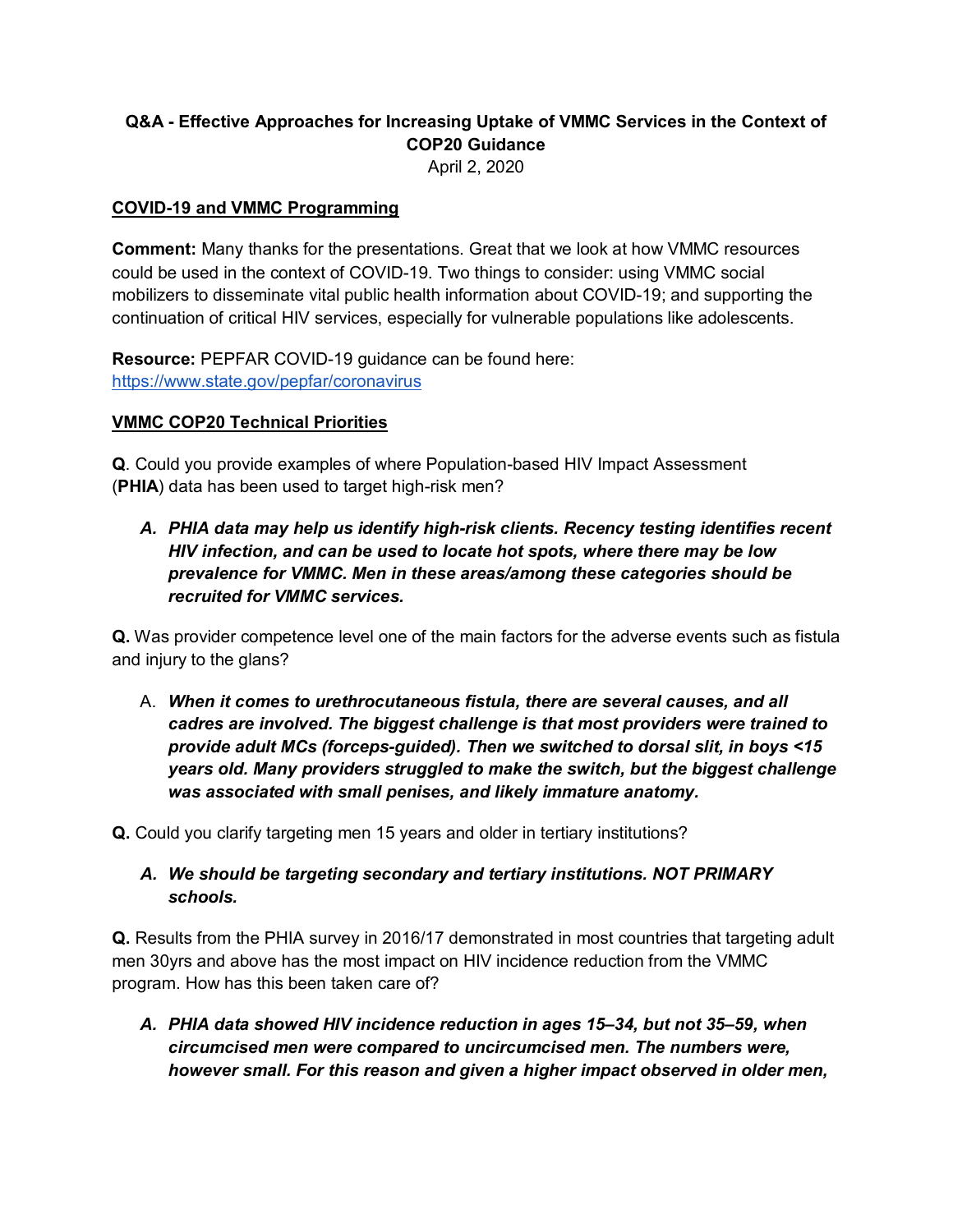**Q&A - Effective Approaches for Increasing Uptake of VMMC Services in the Context of COP20 Guidance**

April 2, 2020

**COVID-19 and VMMC Programming**

**Comment:** Many thanks for the presentations. Great that we look at how VMMC resources could be used in the context of COVID-19. Two things to consider: using VMMC social mobilizers to disseminate vital public health information about COVID-19; and supporting the continuation of critical HIV services, especially for vulnerable populations like adolescents.

**Resource:** PEPFAR COVID-19 guidance can be found here: https://www.state.gov/pepfar/coronavirus

**VMMC COP20 Technical Priorities**

**Q**. Could you provide examples of where Population-based HIV Impact Assessment (**PHIA**) data has been used to target high-risk men?

> ***A. PHIA data may help us identify high-risk clients. Recency testing identifies recent HIV infection, and can be used to locate hot spots, where there may be low prevalence for VMMC. Men in these areas/among these categories should be recruited for VMMC services.***

**Q.** Was provider competence level one of the main factors for the adverse events such as fistula and injury to the glans?

> A. ***When it comes to urethrocutaneous fistula, there are several causes, and all cadres are involved. The biggest challenge is that most providers were trained to provide adult MCs (forceps-guided). Then we switched to dorsal slit, in boys <15 years old. Many providers struggled to make the switch, but the biggest challenge was associated with small penises, and likely immature anatomy.***

**Q.** Could you clarify targeting men 15 years and older in tertiary institutions?

> ***A. We should be targeting secondary and tertiary institutions. NOT PRIMARY schools.***

**Q.** Results from the PHIA survey in 2016/17 demonstrated in most countries that targeting adult men 30yrs and above has the most impact on HIV incidence reduction from the VMMC program. How has this been taken care of?

> ***A. PHIA data showed HIV incidence reduction in ages 15–34, but not 35–59, when circumcised men were compared to uncircumcised men. The numbers were, however small. For this reason and given a higher impact observed in older men,***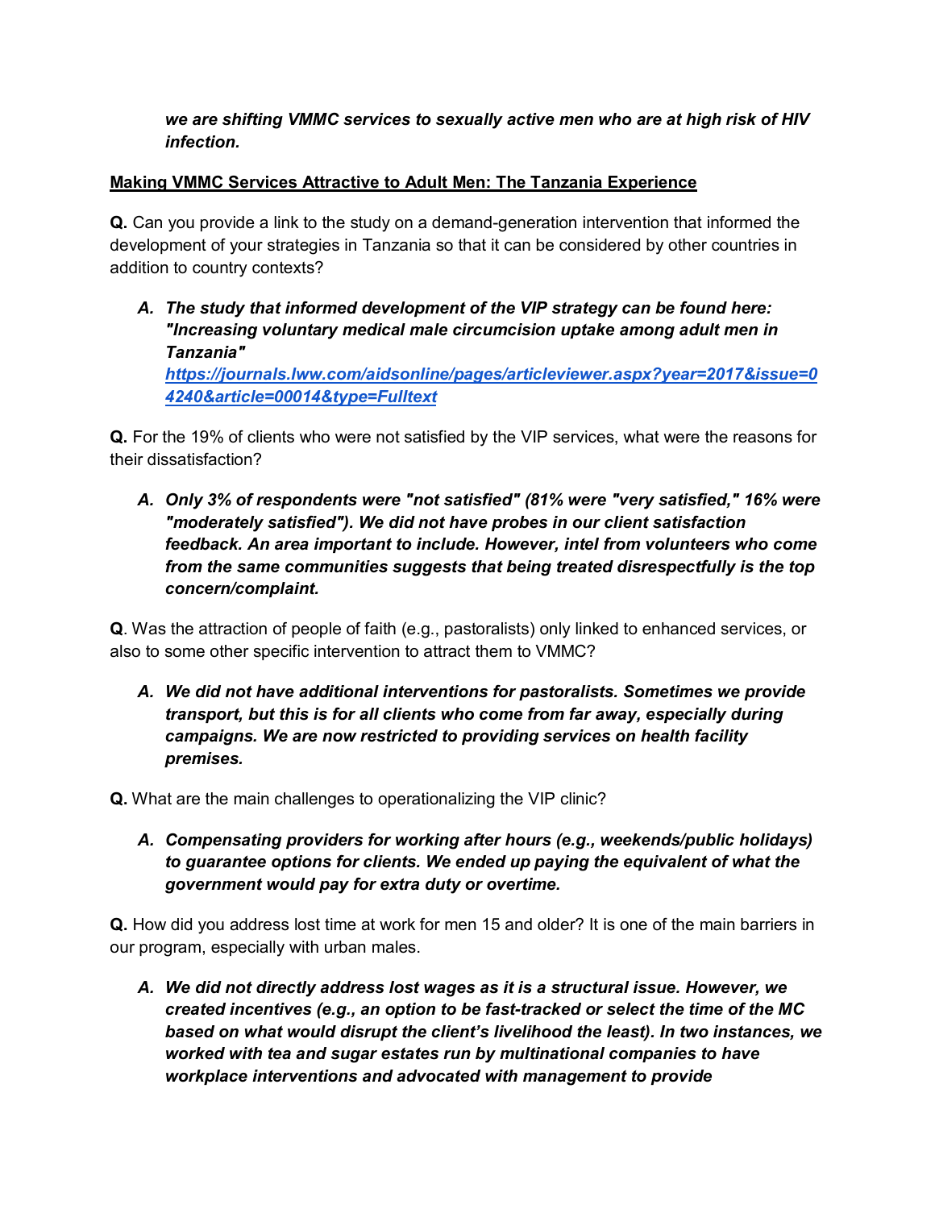***we are shifting VMMC services to sexually active men who are at high risk of HIV infection.***

**Making VMMC Services Attractive to Adult Men: The Tanzania Experience**

**Q.** Can you provide a link to the study on a demand-generation intervention that informed the development of your strategies in Tanzania so that it can be considered by other countries in addition to country contexts?

> **A.** ***The study that informed development of the VIP strategy can be found here: "Increasing voluntary medical male circumcision uptake among adult men in Tanzania" [https://journals.lww.com/aidsonline/pages/articleviewer.aspx?year=2017&issue=04240&article=00014&type=Fulltext](https://journals.lww.com/aidsonline/pages/articleviewer.aspx?year=2017&issue=04240&article=00014&type=Fulltext)***

**Q.** For the 19% of clients who were not satisfied by the VIP services, what were the reasons for their dissatisfaction?

> **A.** ***Only 3% of respondents were "not satisfied" (81% were "very satisfied," 16% were "moderately satisfied"). We did not have probes in our client satisfaction feedback. An area important to include. However, intel from volunteers who come from the same communities suggests that being treated disrespectfully is the top concern/complaint.***

**Q.** Was the attraction of people of faith (e.g., pastoralists) only linked to enhanced services, or also to some other specific intervention to attract them to VMMC?

> **A.** ***We did not have additional interventions for pastoralists. Sometimes we provide transport, but this is for all clients who come from far away, especially during campaigns. We are now restricted to providing services on health facility premises.***

**Q.** What are the main challenges to operationalizing the VIP clinic?

> **A.** ***Compensating providers for working after hours (e.g., weekends/public holidays) to guarantee options for clients. We ended up paying the equivalent of what the government would pay for extra duty or overtime.***

**Q.** How did you address lost time at work for men 15 and older? It is one of the main barriers in our program, especially with urban males.

> **A.** ***We did not directly address lost wages as it is a structural issue. However, we created incentives (e.g., an option to be fast-tracked or select the time of the MC based on what would disrupt the client's livelihood the least). In two instances, we worked with tea and sugar estates run by multinational companies to have workplace interventions and advocated with management to provide***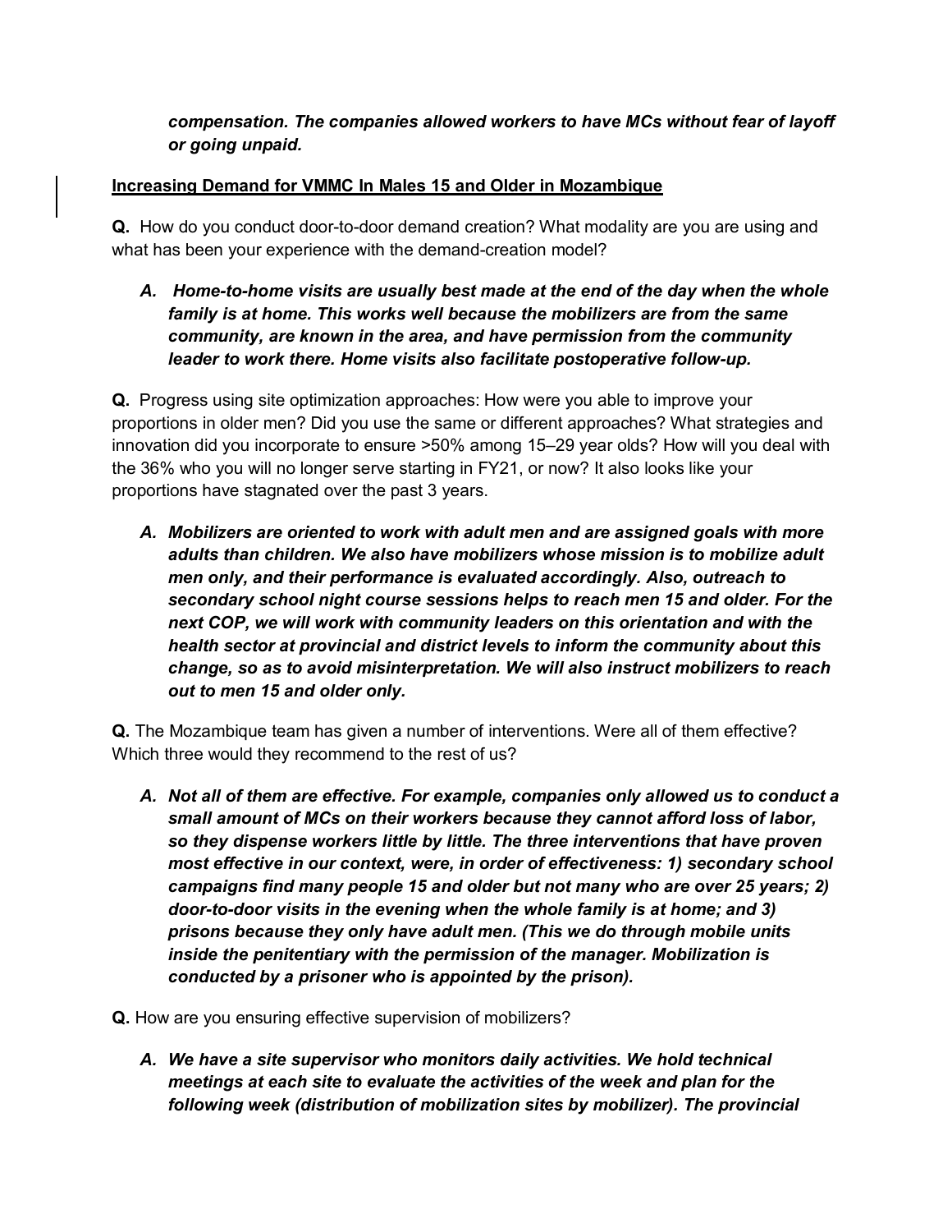***compensation. The companies allowed workers to have MCs without fear of layoff or going unpaid.***

**Increasing Demand for VMMC In Males 15 and Older in Mozambique**

**Q.** How do you conduct door-to-door demand creation? What modality are you are using and what has been your experience with the demand-creation model?

> ***A. Home-to-home visits are usually best made at the end of the day when the whole family is at home. This works well because the mobilizers are from the same community, are known in the area, and have permission from the community leader to work there. Home visits also facilitate postoperative follow-up.***

**Q.** Progress using site optimization approaches: How were you able to improve your proportions in older men? Did you use the same or different approaches? What strategies and innovation did you incorporate to ensure >50% among 15–29 year olds? How will you deal with the 36% who you will no longer serve starting in FY21, or now? It also looks like your proportions have stagnated over the past 3 years.

> ***A. Mobilizers are oriented to work with adult men and are assigned goals with more adults than children. We also have mobilizers whose mission is to mobilize adult men only, and their performance is evaluated accordingly. Also, outreach to secondary school night course sessions helps to reach men 15 and older. For the next COP, we will work with community leaders on this orientation and with the health sector at provincial and district levels to inform the community about this change, so as to avoid misinterpretation. We will also instruct mobilizers to reach out to men 15 and older only.***

**Q.** The Mozambique team has given a number of interventions. Were all of them effective? Which three would they recommend to the rest of us?

> ***A. Not all of them are effective. For example, companies only allowed us to conduct a small amount of MCs on their workers because they cannot afford loss of labor, so they dispense workers little by little. The three interventions that have proven most effective in our context, were, in order of effectiveness: 1) secondary school campaigns find many people 15 and older but not many who are over 25 years; 2) door-to-door visits in the evening when the whole family is at home; and 3) prisons because they only have adult men. (This we do through mobile units inside the penitentiary with the permission of the manager. Mobilization is conducted by a prisoner who is appointed by the prison).***

**Q.** How are you ensuring effective supervision of mobilizers?

> ***A. We have a site supervisor who monitors daily activities. We hold technical meetings at each site to evaluate the activities of the week and plan for the following week (distribution of mobilization sites by mobilizer). The provincial***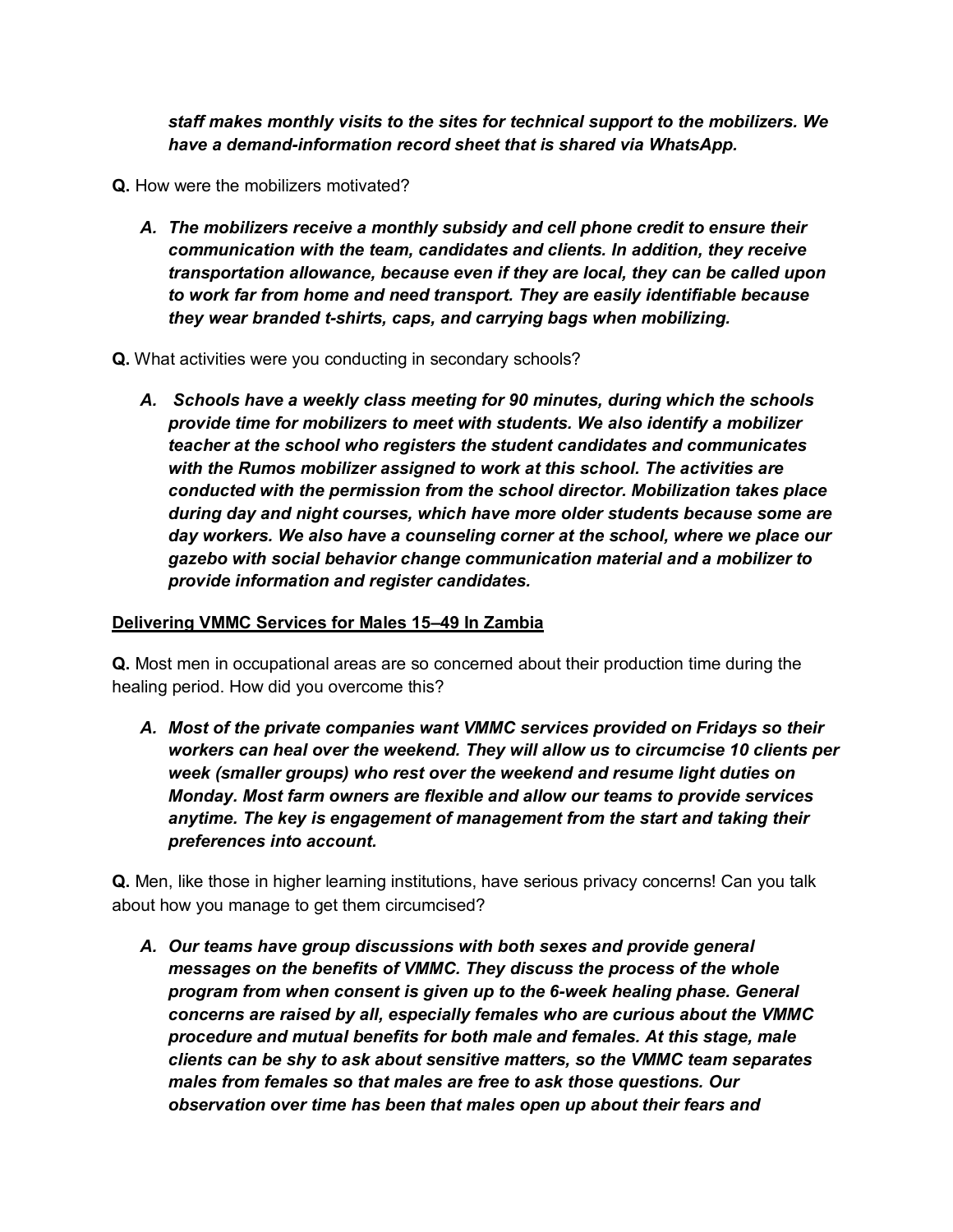***staff makes monthly visits to the sites for technical support to the mobilizers. We have a demand-information record sheet that is shared via WhatsApp.***

**Q.** How were the mobilizers motivated?

***A. The mobilizers receive a monthly subsidy and cell phone credit to ensure their communication with the team, candidates and clients. In addition, they receive transportation allowance, because even if they are local, they can be called upon to work far from home and need transport. They are easily identifiable because they wear branded t-shirts, caps, and carrying bags when mobilizing.***

**Q.** What activities were you conducting in secondary schools?

***A. Schools have a weekly class meeting for 90 minutes, during which the schools provide time for mobilizers to meet with students. We also identify a mobilizer teacher at the school who registers the student candidates and communicates with the Rumos mobilizer assigned to work at this school. The activities are conducted with the permission from the school director. Mobilization takes place during day and night courses, which have more older students because some are day workers. We also have a counseling corner at the school, where we place our gazebo with social behavior change communication material and a mobilizer to provide information and register candidates.***

**Delivering VMMC Services for Males 15–49 In Zambia**

**Q.** Most men in occupational areas are so concerned about their production time during the healing period. How did you overcome this?

***A. Most of the private companies want VMMC services provided on Fridays so their workers can heal over the weekend. They will allow us to circumcise 10 clients per week (smaller groups) who rest over the weekend and resume light duties on Monday. Most farm owners are flexible and allow our teams to provide services anytime. The key is engagement of management from the start and taking their preferences into account.***

**Q.** Men, like those in higher learning institutions, have serious privacy concerns! Can you talk about how you manage to get them circumcised?

***A. Our teams have group discussions with both sexes and provide general messages on the benefits of VMMC. They discuss the process of the whole program from when consent is given up to the 6-week healing phase. General concerns are raised by all, especially females who are curious about the VMMC procedure and mutual benefits for both male and females. At this stage, male clients can be shy to ask about sensitive matters, so the VMMC team separates males from females so that males are free to ask those questions. Our observation over time has been that males open up about their fears and***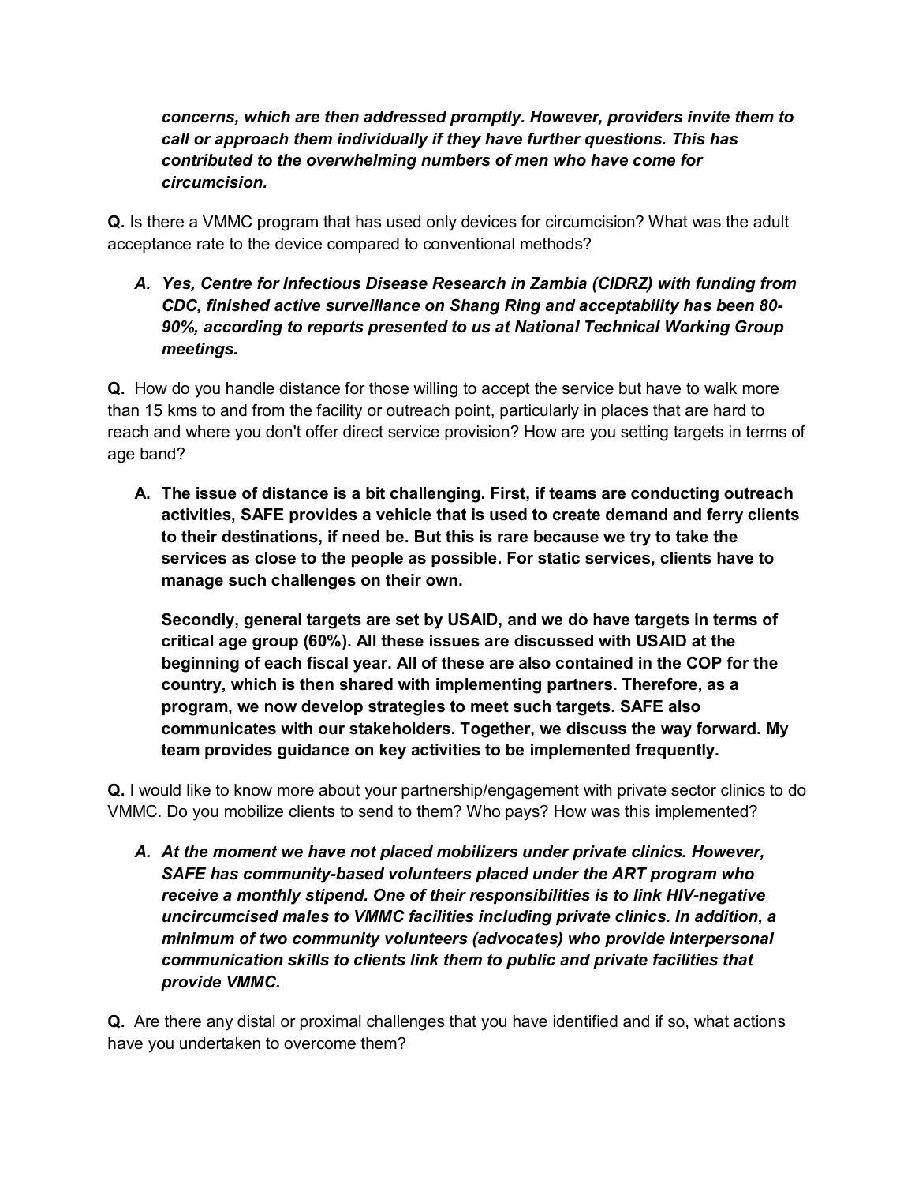***concerns, which are then addressed promptly. However, providers invite them to call or approach them individually if they have further questions. This has contributed to the overwhelming numbers of men who have come for circumcision.***

**Q.** Is there a VMMC program that has used only devices for circumcision? What was the adult acceptance rate to the device compared to conventional methods?

***A. Yes, Centre for Infectious Disease Research in Zambia (CIDRZ) with funding from CDC, finished active surveillance on Shang Ring and acceptability has been 80-90%, according to reports presented to us at National Technical Working Group meetings.***

**Q.** How do you handle distance for those willing to accept the service but have to walk more than 15 kms to and from the facility or outreach point, particularly in places that are hard to reach and where you don't offer direct service provision? How are you setting targets in terms of age band?

**A. The issue of distance is a bit challenging. First, if teams are conducting outreach activities, SAFE provides a vehicle that is used to create demand and ferry clients to their destinations, if need be. But this is rare because we try to take the services as close to the people as possible. For static services, clients have to manage such challenges on their own.**

**Secondly, general targets are set by USAID, and we do have targets in terms of critical age group (60%). All these issues are discussed with USAID at the beginning of each fiscal year. All of these are also contained in the COP for the country, which is then shared with implementing partners. Therefore, as a program, we now develop strategies to meet such targets. SAFE also communicates with our stakeholders. Together, we discuss the way forward. My team provides guidance on key activities to be implemented frequently.**

**Q.** I would like to know more about your partnership/engagement with private sector clinics to do VMMC. Do you mobilize clients to send to them? Who pays? How was this implemented?

***A. At the moment we have not placed mobilizers under private clinics. However, SAFE has community-based volunteers placed under the ART program who receive a monthly stipend. One of their responsibilities is to link HIV-negative uncircumcised males to VMMC facilities including private clinics. In addition, a minimum of two community volunteers (advocates) who provide interpersonal communication skills to clients link them to public and private facilities that provide VMMC.***

**Q.** Are there any distal or proximal challenges that you have identified and if so, what actions have you undertaken to overcome them?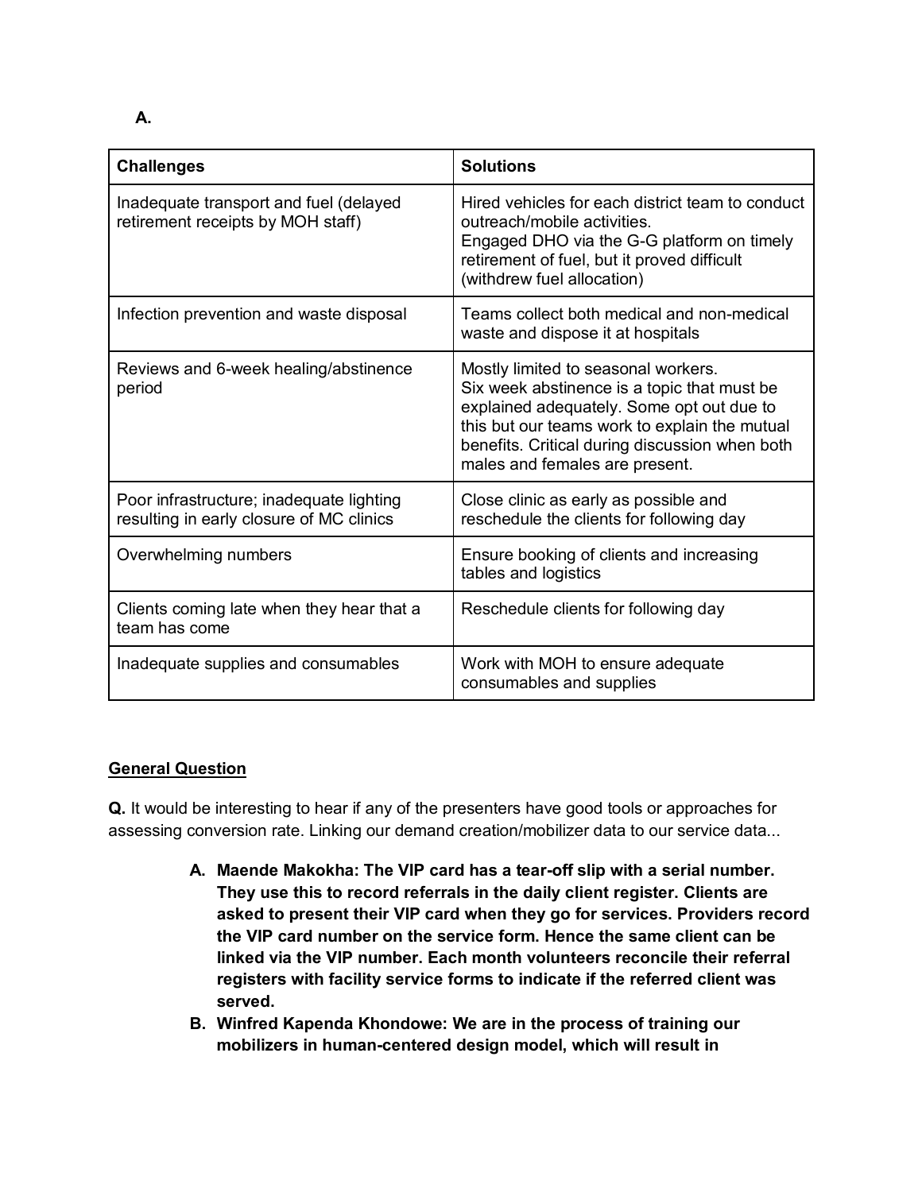**A.**

| Challenges | Solutions |
|---|---|
| Inadequate transport and fuel (delayed retirement receipts by MOH staff) | Hired vehicles for each district team to conduct outreach/mobile activities.<br>Engaged DHO via the G-G platform on timely retirement of fuel, but it proved difficult (withdrew fuel allocation) |
| Infection prevention and waste disposal | Teams collect both medical and non-medical waste and dispose it at hospitals |
| Reviews and 6-week healing/abstinence period | Mostly limited to seasonal workers.<br>Six week abstinence is a topic that must be explained adequately. Some opt out due to this but our teams work to explain the mutual benefits. Critical during discussion when both males and females are present. |
| Poor infrastructure; inadequate lighting resulting in early closure of MC clinics | Close clinic as early as possible and reschedule the clients for following day |
| Overwhelming numbers | Ensure booking of clients and increasing tables and logistics |
| Clients coming late when they hear that a team has come | Reschedule clients for following day |
| Inadequate supplies and consumables | Work with MOH to ensure adequate consumables and supplies |

<u>**General Question**</u>

**Q.** It would be interesting to hear if any of the presenters have good tools or approaches for assessing conversion rate. Linking our demand creation/mobilizer data to our service data...

A. **Maende Makokha: The VIP card has a tear-off slip with a serial number. They use this to record referrals in the daily client register. Clients are asked to present their VIP card when they go for services. Providers record the VIP card number on the service form. Hence the same client can be linked via the VIP number. Each month volunteers reconcile their referral registers with facility service forms to indicate if the referred client was served.**
B. **Winfred Kapenda Khondowe: We are in the process of training our mobilizers in human-centered design model, which will result in**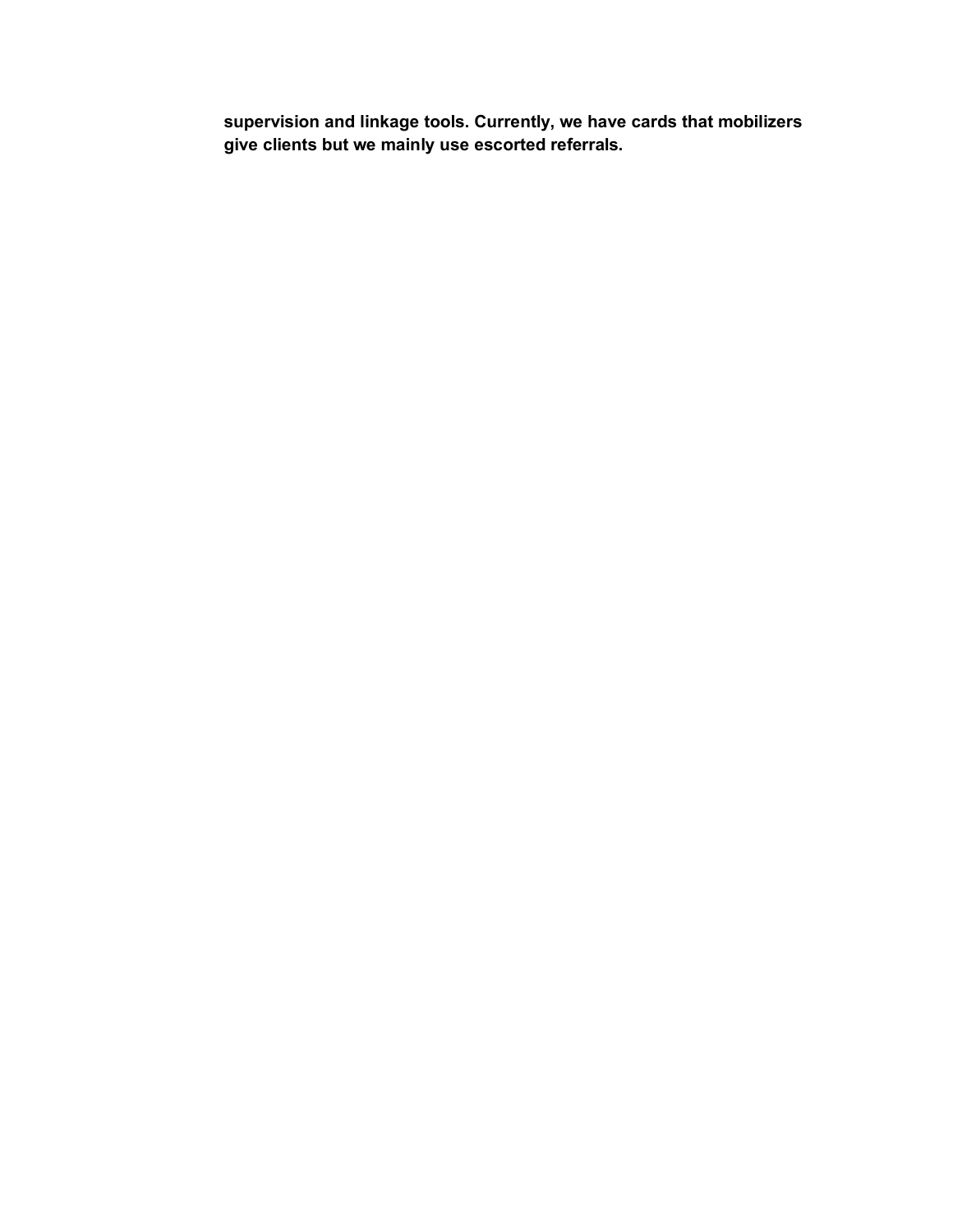**supervision and linkage tools. Currently, we have cards that mobilizers give clients but we mainly use escorted referrals.**